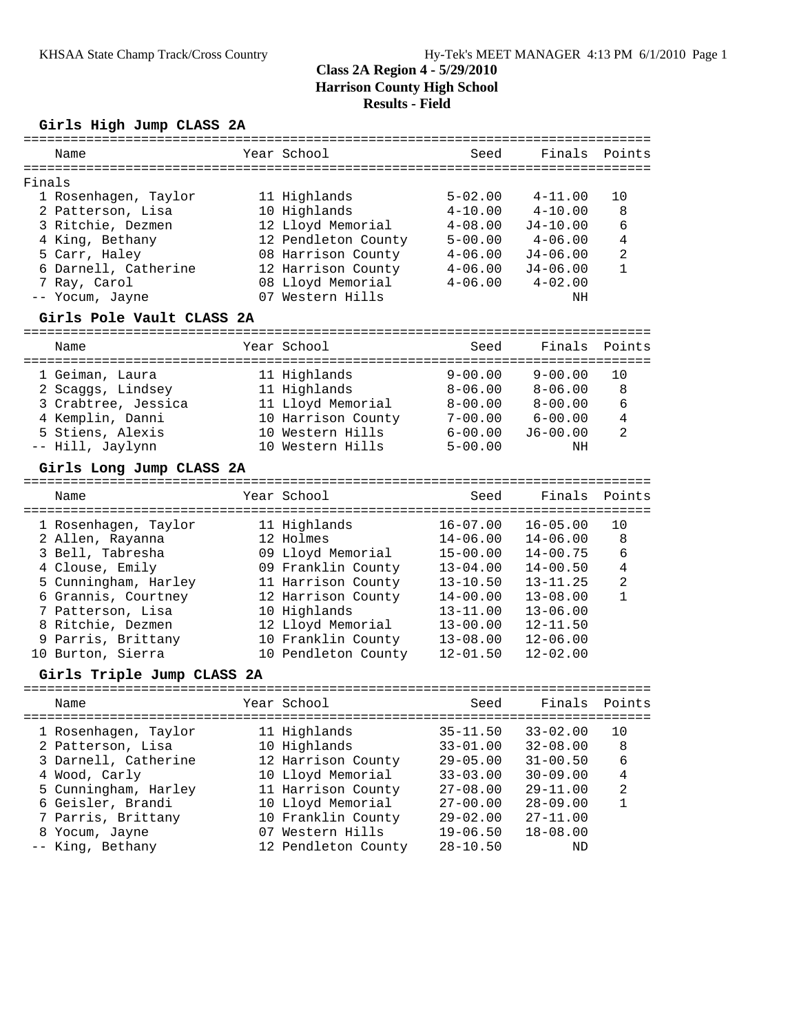# Class 2A Region 4 - 5/29/2010
## Harrison County High School
### Results - Field

**Girls High Jump CLASS 2A**

Finals

| | Name | Year | School | Seed | Finals | Points |
|---|---|---|---|---|---|---|
| 1 | Rosenhagen, Taylor | 11 | Highlands | 5-02.00 | 4-11.00 | 10 |
| 2 | Patterson, Lisa | 10 | Highlands | 4-10.00 | 4-10.00 | 8 |
| 3 | Ritchie, Dezmen | 12 | Lloyd Memorial | 4-08.00 | J4-10.00 | 6 |
| 4 | King, Bethany | 12 | Pendleton County | 5-00.00 | 4-06.00 | 4 |
| 5 | Carr, Haley | 08 | Harrison County | 4-06.00 | J4-06.00 | 2 |
| 6 | Darnell, Catherine | 12 | Harrison County | 4-06.00 | J4-06.00 | 1 |
| 7 | Ray, Carol | 08 | Lloyd Memorial | 4-06.00 | 4-02.00 | |
| -- | Yocum, Jayne | 07 | Western Hills | | NH | |

**Girls Pole Vault CLASS 2A**

| | Name | Year | School | Seed | Finals | Points |
|---|---|---|---|---|---|---|
| 1 | Geiman, Laura | 11 | Highlands | 9-00.00 | 9-00.00 | 10 |
| 2 | Scaggs, Lindsey | 11 | Highlands | 8-06.00 | 8-06.00 | 8 |
| 3 | Crabtree, Jessica | 11 | Lloyd Memorial | 8-00.00 | 8-00.00 | 6 |
| 4 | Kemplin, Danni | 10 | Harrison County | 7-00.00 | 6-00.00 | 4 |
| 5 | Stiens, Alexis | 10 | Western Hills | 6-00.00 | J6-00.00 | 2 |
| -- | Hill, Jaylynn | 10 | Western Hills | 5-00.00 | NH | |

**Girls Long Jump CLASS 2A**

| | Name | Year | School | Seed | Finals | Points |
|---|---|---|---|---|---|---|
| 1 | Rosenhagen, Taylor | 11 | Highlands | 16-07.00 | 16-05.00 | 10 |
| 2 | Allen, Rayanna | 12 | Holmes | 14-06.00 | 14-06.00 | 8 |
| 3 | Bell, Tabresha | 09 | Lloyd Memorial | 15-00.00 | 14-00.75 | 6 |
| 4 | Clouse, Emily | 09 | Franklin County | 13-04.00 | 14-00.50 | 4 |
| 5 | Cunningham, Harley | 11 | Harrison County | 13-10.50 | 13-11.25 | 2 |
| 6 | Grannis, Courtney | 12 | Harrison County | 14-00.00 | 13-08.00 | 1 |
| 7 | Patterson, Lisa | 10 | Highlands | 13-11.00 | 13-06.00 | |
| 8 | Ritchie, Dezmen | 12 | Lloyd Memorial | 13-00.00 | 12-11.50 | |
| 9 | Parris, Brittany | 10 | Franklin County | 13-08.00 | 12-06.00 | |
| 10 | Burton, Sierra | 10 | Pendleton County | 12-01.50 | 12-02.00 | |

**Girls Triple Jump CLASS 2A**

| | Name | Year | School | Seed | Finals | Points |
|---|---|---|---|---|---|---|
| 1 | Rosenhagen, Taylor | 11 | Highlands | 35-11.50 | 33-02.00 | 10 |
| 2 | Patterson, Lisa | 10 | Highlands | 33-01.00 | 32-08.00 | 8 |
| 3 | Darnell, Catherine | 12 | Harrison County | 29-05.00 | 31-00.50 | 6 |
| 4 | Wood, Carly | 10 | Lloyd Memorial | 33-03.00 | 30-09.00 | 4 |
| 5 | Cunningham, Harley | 11 | Harrison County | 27-08.00 | 29-11.00 | 2 |
| 6 | Geisler, Brandi | 10 | Lloyd Memorial | 27-00.00 | 28-09.00 | 1 |
| 7 | Parris, Brittany | 10 | Franklin County | 29-02.00 | 27-11.00 | |
| 8 | Yocum, Jayne | 07 | Western Hills | 19-06.50 | 18-08.00 | |
| -- | King, Bethany | 12 | Pendleton County | 28-10.50 | ND | |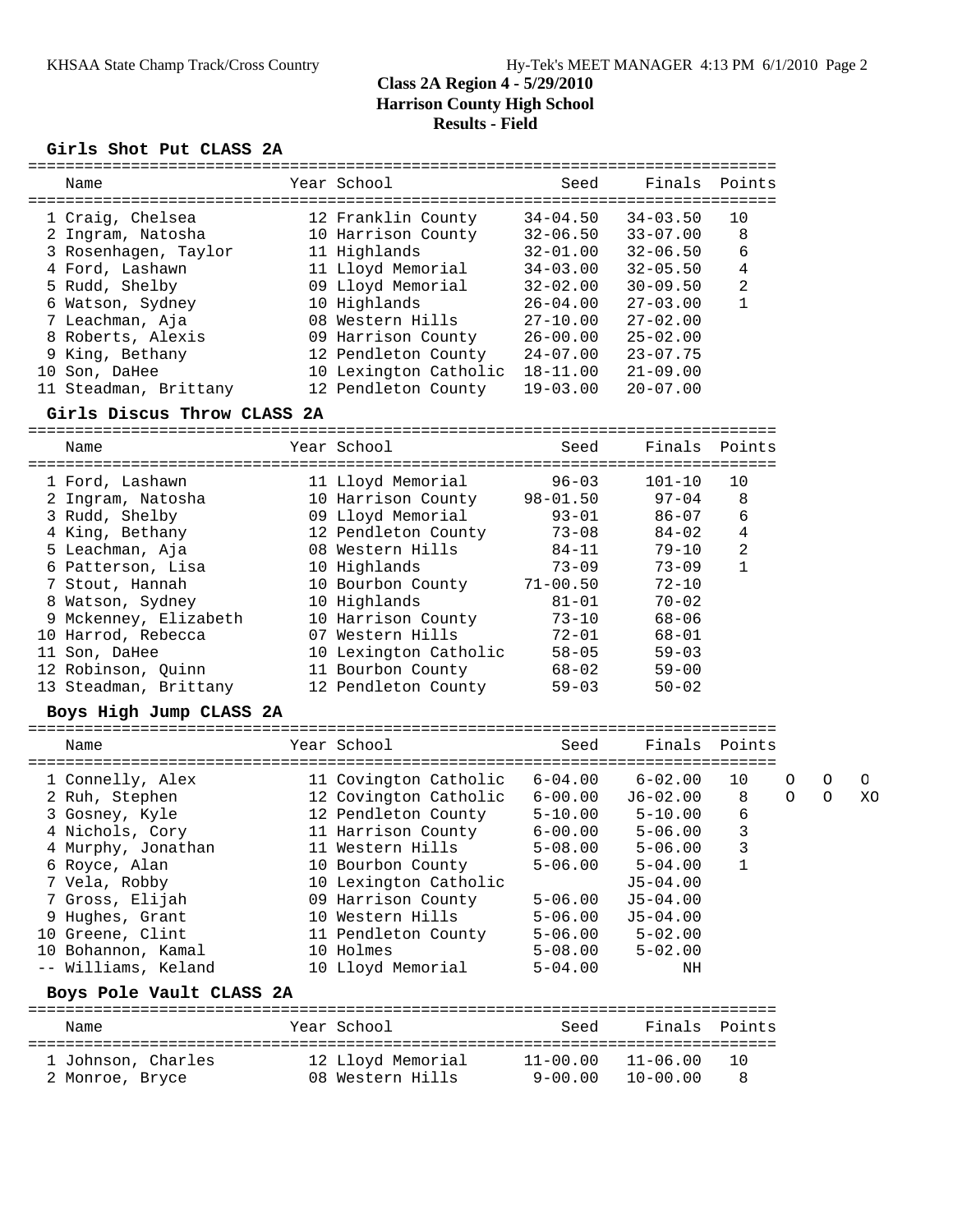# Class 2A Region 4 - 5/29/2010
## Harrison County High School
## Results - Field

### Girls Shot Put CLASS 2A

| | Name | Year | School | Seed | Finals | Points |
|---|---|---|---|---|---|---|
| 1 | Craig, Chelsea | 12 | Franklin County | 34-04.50 | 34-03.50 | 10 |
| 2 | Ingram, Natosha | 10 | Harrison County | 32-06.50 | 33-07.00 | 8 |
| 3 | Rosenhagen, Taylor | 11 | Highlands | 32-01.00 | 32-06.50 | 6 |
| 4 | Ford, Lashawn | 11 | Lloyd Memorial | 34-03.00 | 32-05.50 | 4 |
| 5 | Rudd, Shelby | 09 | Lloyd Memorial | 32-02.00 | 30-09.50 | 2 |
| 6 | Watson, Sydney | 10 | Highlands | 26-04.00 | 27-03.00 | 1 |
| 7 | Leachman, Aja | 08 | Western Hills | 27-10.00 | 27-02.00 | |
| 8 | Roberts, Alexis | 09 | Harrison County | 26-00.00 | 25-02.00 | |
| 9 | King, Bethany | 12 | Pendleton County | 24-07.00 | 23-07.75 | |
| 10 | Son, DaHee | 10 | Lexington Catholic | 18-11.00 | 21-09.00 | |
| 11 | Steadman, Brittany | 12 | Pendleton County | 19-03.00 | 20-07.00 | |

### Girls Discus Throw CLASS 2A

| | Name | Year | School | Seed | Finals | Points |
|---|---|---|---|---|---|---|
| 1 | Ford, Lashawn | 11 | Lloyd Memorial | 96-03 | 101-10 | 10 |
| 2 | Ingram, Natosha | 10 | Harrison County | 98-01.50 | 97-04 | 8 |
| 3 | Rudd, Shelby | 09 | Lloyd Memorial | 93-01 | 86-07 | 6 |
| 4 | King, Bethany | 12 | Pendleton County | 73-08 | 84-02 | 4 |
| 5 | Leachman, Aja | 08 | Western Hills | 84-11 | 79-10 | 2 |
| 6 | Patterson, Lisa | 10 | Highlands | 73-09 | 73-09 | 1 |
| 7 | Stout, Hannah | 10 | Bourbon County | 71-00.50 | 72-10 | |
| 8 | Watson, Sydney | 10 | Highlands | 81-01 | 70-02 | |
| 9 | Mckenney, Elizabeth | 10 | Harrison County | 73-10 | 68-06 | |
| 10 | Harrod, Rebecca | 07 | Western Hills | 72-01 | 68-01 | |
| 11 | Son, DaHee | 10 | Lexington Catholic | 58-05 | 59-03 | |
| 12 | Robinson, Quinn | 11 | Bourbon County | 68-02 | 59-00 | |
| 13 | Steadman, Brittany | 12 | Pendleton County | 59-03 | 50-02 | |

### Boys High Jump CLASS 2A

| | Name | Year | School | Seed | Finals | Points | | | |
|---|---|---|---|---|---|---|---|---|---|
| 1 | Connelly, Alex | 11 | Covington Catholic | 6-04.00 | 6-02.00 | 10 | O | O | O |
| 2 | Ruh, Stephen | 12 | Covington Catholic | 6-00.00 | J6-02.00 | 8 | O | O | XO |
| 3 | Gosney, Kyle | 12 | Pendleton County | 5-10.00 | 5-10.00 | 6 | | | |
| 4 | Nichols, Cory | 11 | Harrison County | 6-00.00 | 5-06.00 | 3 | | | |
| 4 | Murphy, Jonathan | 11 | Western Hills | 5-08.00 | 5-06.00 | 3 | | | |
| 6 | Royce, Alan | 10 | Bourbon County | 5-06.00 | 5-04.00 | 1 | | | |
| 7 | Vela, Robby | 10 | Lexington Catholic | | J5-04.00 | | | | |
| 7 | Gross, Elijah | 09 | Harrison County | 5-06.00 | J5-04.00 | | | | |
| 9 | Hughes, Grant | 10 | Western Hills | 5-06.00 | J5-04.00 | | | | |
| 10 | Greene, Clint | 11 | Pendleton County | 5-06.00 | 5-02.00 | | | | |
| 10 | Bohannon, Kamal | 10 | Holmes | 5-08.00 | 5-02.00 | | | | |
| -- | Williams, Keland | 10 | Lloyd Memorial | 5-04.00 | NH | | | | |

### Boys Pole Vault CLASS 2A

| | Name | Year | School | Seed | Finals | Points |
|---|---|---|---|---|---|---|
| 1 | Johnson, Charles | 12 | Lloyd Memorial | 11-00.00 | 11-06.00 | 10 |
| 2 | Monroe, Bryce | 08 | Western Hills | 9-00.00 | 10-00.00 | 8 |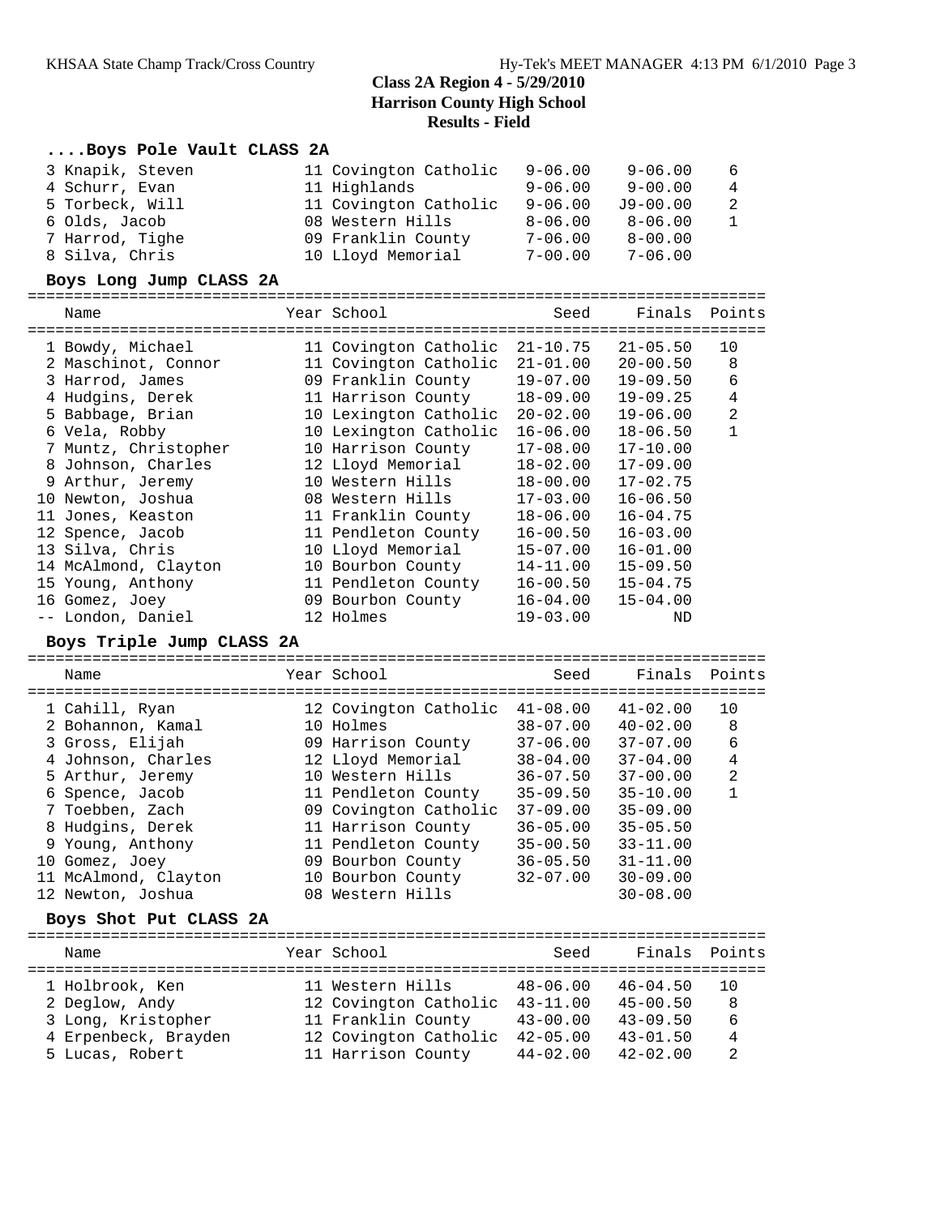**Class 2A Region 4 - 5/29/2010**
**Harrison County High School**
**Results - Field**

### ....Boys Pole Vault CLASS 2A

| Name | Year | School | Seed | Finals | Points |
|---|---|---|---|---|---|
| 3 Knapik, Steven | 11 | Covington Catholic | 9-06.00 | 9-06.00 | 6 |
| 4 Schurr, Evan | 11 | Highlands | 9-06.00 | 9-00.00 | 4 |
| 5 Torbeck, Will | 11 | Covington Catholic | 9-06.00 | J9-00.00 | 2 |
| 6 Olds, Jacob | 08 | Western Hills | 8-06.00 | 8-06.00 | 1 |
| 7 Harrod, Tighe | 09 | Franklin County | 7-06.00 | 8-00.00 | |
| 8 Silva, Chris | 10 | Lloyd Memorial | 7-00.00 | 7-06.00 | |

### Boys Long Jump CLASS 2A

| Name | Year | School | Seed | Finals | Points |
|---|---|---|---|---|---|
| 1 Bowdy, Michael | 11 | Covington Catholic | 21-10.75 | 21-05.50 | 10 |
| 2 Maschinot, Connor | 11 | Covington Catholic | 21-01.00 | 20-00.50 | 8 |
| 3 Harrod, James | 09 | Franklin County | 19-07.00 | 19-09.50 | 6 |
| 4 Hudgins, Derek | 11 | Harrison County | 18-09.00 | 19-09.25 | 4 |
| 5 Babbage, Brian | 10 | Lexington Catholic | 20-02.00 | 19-06.00 | 2 |
| 6 Vela, Robby | 10 | Lexington Catholic | 16-06.00 | 18-06.50 | 1 |
| 7 Muntz, Christopher | 10 | Harrison County | 17-08.00 | 17-10.00 | |
| 8 Johnson, Charles | 12 | Lloyd Memorial | 18-02.00 | 17-09.00 | |
| 9 Arthur, Jeremy | 10 | Western Hills | 18-00.00 | 17-02.75 | |
| 10 Newton, Joshua | 08 | Western Hills | 17-03.00 | 16-06.50 | |
| 11 Jones, Keaston | 11 | Franklin County | 18-06.00 | 16-04.75 | |
| 12 Spence, Jacob | 11 | Pendleton County | 16-00.50 | 16-03.00 | |
| 13 Silva, Chris | 10 | Lloyd Memorial | 15-07.00 | 16-01.00 | |
| 14 McAlmond, Clayton | 10 | Bourbon County | 14-11.00 | 15-09.50 | |
| 15 Young, Anthony | 11 | Pendleton County | 16-00.50 | 15-04.75 | |
| 16 Gomez, Joey | 09 | Bourbon County | 16-04.00 | 15-04.00 | |
| -- London, Daniel | 12 | Holmes | 19-03.00 | ND | |

### Boys Triple Jump CLASS 2A

| Name | Year | School | Seed | Finals | Points |
|---|---|---|---|---|---|
| 1 Cahill, Ryan | 12 | Covington Catholic | 41-08.00 | 41-02.00 | 10 |
| 2 Bohannon, Kamal | 10 | Holmes | 38-07.00 | 40-02.00 | 8 |
| 3 Gross, Elijah | 09 | Harrison County | 37-06.00 | 37-07.00 | 6 |
| 4 Johnson, Charles | 12 | Lloyd Memorial | 38-04.00 | 37-04.00 | 4 |
| 5 Arthur, Jeremy | 10 | Western Hills | 36-07.50 | 37-00.00 | 2 |
| 6 Spence, Jacob | 11 | Pendleton County | 35-09.50 | 35-10.00 | 1 |
| 7 Toebben, Zach | 09 | Covington Catholic | 37-09.00 | 35-09.00 | |
| 8 Hudgins, Derek | 11 | Harrison County | 36-05.00 | 35-05.50 | |
| 9 Young, Anthony | 11 | Pendleton County | 35-00.50 | 33-11.00 | |
| 10 Gomez, Joey | 09 | Bourbon County | 36-05.50 | 31-11.00 | |
| 11 McAlmond, Clayton | 10 | Bourbon County | 32-07.00 | 30-09.00 | |
| 12 Newton, Joshua | 08 | Western Hills | | 30-08.00 | |

### Boys Shot Put CLASS 2A

| Name | Year | School | Seed | Finals | Points |
|---|---|---|---|---|---|
| 1 Holbrook, Ken | 11 | Western Hills | 48-06.00 | 46-04.50 | 10 |
| 2 Deglow, Andy | 12 | Covington Catholic | 43-11.00 | 45-00.50 | 8 |
| 3 Long, Kristopher | 11 | Franklin County | 43-00.00 | 43-09.50 | 6 |
| 4 Erpenbeck, Brayden | 12 | Covington Catholic | 42-05.00 | 43-01.50 | 4 |
| 5 Lucas, Robert | 11 | Harrison County | 44-02.00 | 42-02.00 | 2 |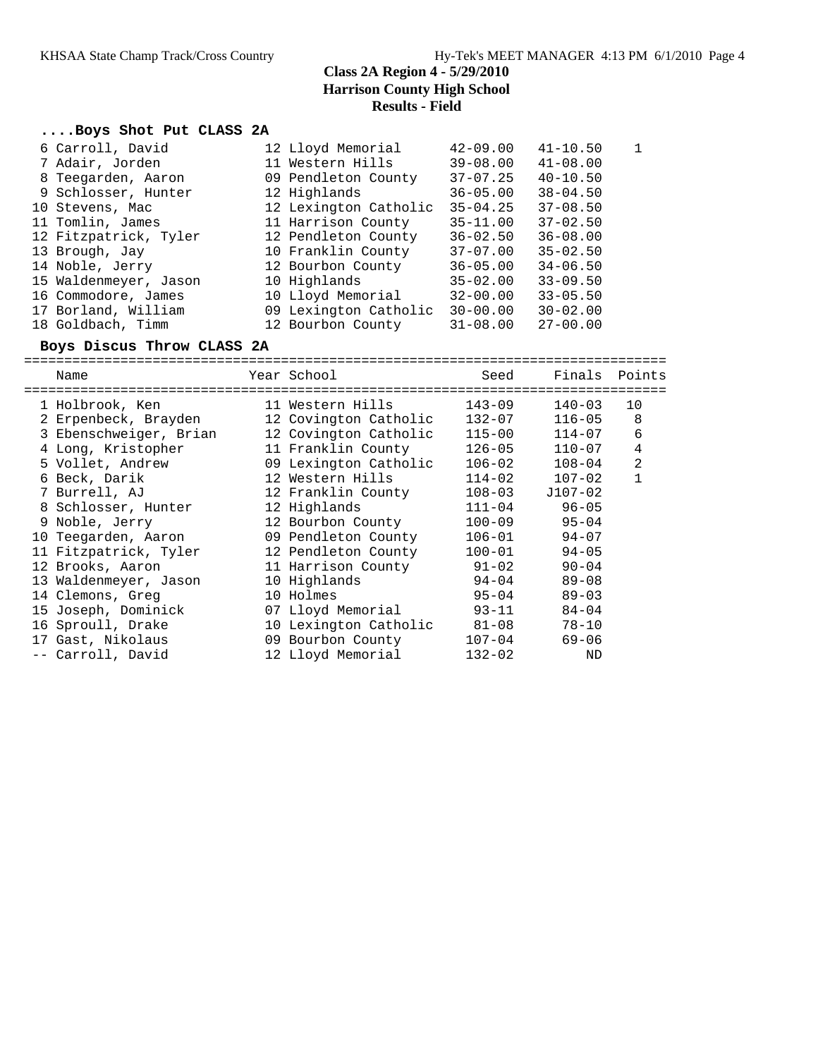## Class 2A Region 4 - 5/29/2010
## Harrison County High School
## Results - Field

### ....Boys Shot Put CLASS 2A

| Place | Name | Year | School | Seed | Finals | Points |
|---|---|---|---|---|---|---|
| 6 | Carroll, David | 12 | Lloyd Memorial | 42-09.00 | 41-10.50 | 1 |
| 7 | Adair, Jorden | 11 | Western Hills | 39-08.00 | 41-08.00 | |
| 8 | Teegarden, Aaron | 09 | Pendleton County | 37-07.25 | 40-10.50 | |
| 9 | Schlosser, Hunter | 12 | Highlands | 36-05.00 | 38-04.50 | |
| 10 | Stevens, Mac | 12 | Lexington Catholic | 35-04.25 | 37-08.50 | |
| 11 | Tomlin, James | 11 | Harrison County | 35-11.00 | 37-02.50 | |
| 12 | Fitzpatrick, Tyler | 12 | Pendleton County | 36-02.50 | 36-08.00 | |
| 13 | Brough, Jay | 10 | Franklin County | 37-07.00 | 35-02.50 | |
| 14 | Noble, Jerry | 12 | Bourbon County | 36-05.00 | 34-06.50 | |
| 15 | Waldenmeyer, Jason | 10 | Highlands | 35-02.00 | 33-09.50 | |
| 16 | Commodore, James | 10 | Lloyd Memorial | 32-00.00 | 33-05.50 | |
| 17 | Borland, William | 09 | Lexington Catholic | 30-00.00 | 30-02.00 | |
| 18 | Goldbach, Timm | 12 | Bourbon County | 31-08.00 | 27-00.00 | |

### Boys Discus Throw CLASS 2A

| Place | Name | Year | School | Seed | Finals | Points |
|---|---|---|---|---|---|---|
| 1 | Holbrook, Ken | 11 | Western Hills | 143-09 | 140-03 | 10 |
| 2 | Erpenbeck, Brayden | 12 | Covington Catholic | 132-07 | 116-05 | 8 |
| 3 | Ebenschweiger, Brian | 12 | Covington Catholic | 115-00 | 114-07 | 6 |
| 4 | Long, Kristopher | 11 | Franklin County | 126-05 | 110-07 | 4 |
| 5 | Vollet, Andrew | 09 | Lexington Catholic | 106-02 | 108-04 | 2 |
| 6 | Beck, Darik | 12 | Western Hills | 114-02 | 107-02 | 1 |
| 7 | Burrell, AJ | 12 | Franklin County | 108-03 | J107-02 | |
| 8 | Schlosser, Hunter | 12 | Highlands | 111-04 | 96-05 | |
| 9 | Noble, Jerry | 12 | Bourbon County | 100-09 | 95-04 | |
| 10 | Teegarden, Aaron | 09 | Pendleton County | 106-01 | 94-07 | |
| 11 | Fitzpatrick, Tyler | 12 | Pendleton County | 100-01 | 94-05 | |
| 12 | Brooks, Aaron | 11 | Harrison County | 91-02 | 90-04 | |
| 13 | Waldenmeyer, Jason | 10 | Highlands | 94-04 | 89-08 | |
| 14 | Clemons, Greg | 10 | Holmes | 95-04 | 89-03 | |
| 15 | Joseph, Dominick | 07 | Lloyd Memorial | 93-11 | 84-04 | |
| 16 | Sproull, Drake | 10 | Lexington Catholic | 81-08 | 78-10 | |
| 17 | Gast, Nikolaus | 09 | Bourbon County | 107-04 | 69-06 | |
| -- | Carroll, David | 12 | Lloyd Memorial | 132-02 | ND | |